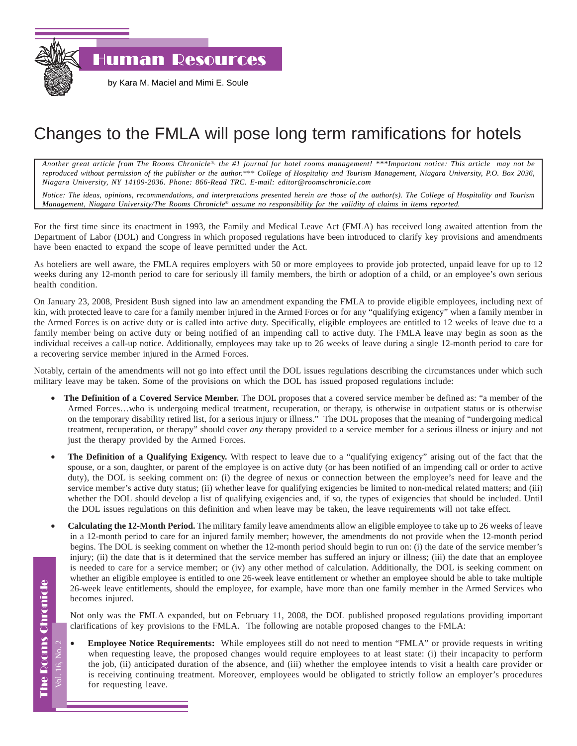Human Resources

by Kara M. Maciel and Mimi E. Soule

# Changes to the FMLA will pose long term ramifications for hotels

*Another great article from The Rooms Chronicle®, the #1 journal for hotel rooms management! \*\*\*Important notice: This article may not be reproduced without permission of the publisher or the author.\*\*\* College of Hospitality and Tourism Management, Niagara University, P.O. Box 2036, Niagara University, NY 14109-2036. Phone: 866-Read TRC. E-mail: editor@roomschronicle.com*

*Notice: The ideas, opinions, recommendations, and interpretations presented herein are those of the author(s). The College of Hospitality and Tourism Management, Niagara University/The Rooms Chronicle® assume no responsibility for the validity of claims in items reported.*

For the first time since its enactment in 1993, the Family and Medical Leave Act (FMLA) has received long awaited attention from the Department of Labor (DOL) and Congress in which proposed regulations have been introduced to clarify key provisions and amendments have been enacted to expand the scope of leave permitted under the Act.

As hoteliers are well aware, the FMLA requires employers with 50 or more employees to provide job protected, unpaid leave for up to 12 weeks during any 12-month period to care for seriously ill family members, the birth or adoption of a child, or an employee's own serious health condition.

On January 23, 2008, President Bush signed into law an amendment expanding the FMLA to provide eligible employees, including next of kin, with protected leave to care for a family member injured in the Armed Forces or for any "qualifying exigency" when a family member in the Armed Forces is on active duty or is called into active duty. Specifically, eligible employees are entitled to 12 weeks of leave due to a family member being on active duty or being notified of an impending call to active duty. The FMLA leave may begin as soon as the individual receives a call-up notice. Additionally, employees may take up to 26 weeks of leave during a single 12-month period to care for a recovering service member injured in the Armed Forces.

Notably, certain of the amendments will not go into effect until the DOL issues regulations describing the circumstances under which such military leave may be taken. Some of the provisions on which the DOL has issued proposed regulations include:

- **The Definition of a Covered Service Member.** The DOL proposes that a covered service member be defined as: "a member of the Armed Forces…who is undergoing medical treatment, recuperation, or therapy, is otherwise in outpatient status or is otherwise on the temporary disability retired list, for a serious injury or illness." The DOL proposes that the meaning of "undergoing medical treatment, recuperation, or therapy" should cover *any* therapy provided to a service member for a serious illness or injury and not just the therapy provided by the Armed Forces.
- **The Definition of a Qualifying Exigency.** With respect to leave due to a "qualifying exigency" arising out of the fact that the spouse, or a son, daughter, or parent of the employee is on active duty (or has been notified of an impending call or order to active duty), the DOL is seeking comment on: (i) the degree of nexus or connection between the employee's need for leave and the service member's active duty status; (ii) whether leave for qualifying exigencies be limited to non-medical related matters; and (iii) whether the DOL should develop a list of qualifying exigencies and, if so, the types of exigencies that should be included. Until the DOL issues regulations on this definition and when leave may be taken, the leave requirements will not take effect.
- **Calculating the 12-Month Period.** The military family leave amendments allow an eligible employee to take up to 26 weeks of leave in a 12-month period to care for an injured family member; however, the amendments do not provide when the 12-month period begins. The DOL is seeking comment on whether the 12-month period should begin to run on: (i) the date of the service member's injury; (ii) the date that is it determined that the service member has suffered an injury or illness; (iii) the date that an employee is needed to care for a service member; or (iv) any other method of calculation. Additionally, the DOL is seeking comment on whether an eligible employee is entitled to one 26-week leave entitlement or whether an employee should be able to take multiple 26-week leave entitlements, should the employee, for example, have more than one family member in the Armed Services who becomes injured.

  Not only was the FMLA expanded, but on February 11, 2008, the DOL published proposed regulations providing important clarifications of key provisions to the FMLA. The following are notable proposed changes to the FMLA:

  - **Employee Notice Requirements:** While employees still do not need to mention "FMLA" or provide requests in writing when requesting leave, the proposed changes would require employees to at least state: (i) their incapacity to perform the job, (ii) anticipated duration of the absence, and (iii) whether the employee intends to visit a health care provider or is receiving continuing treatment. Moreover, employees would be obligated to strictly follow an employer's procedures for requesting leave.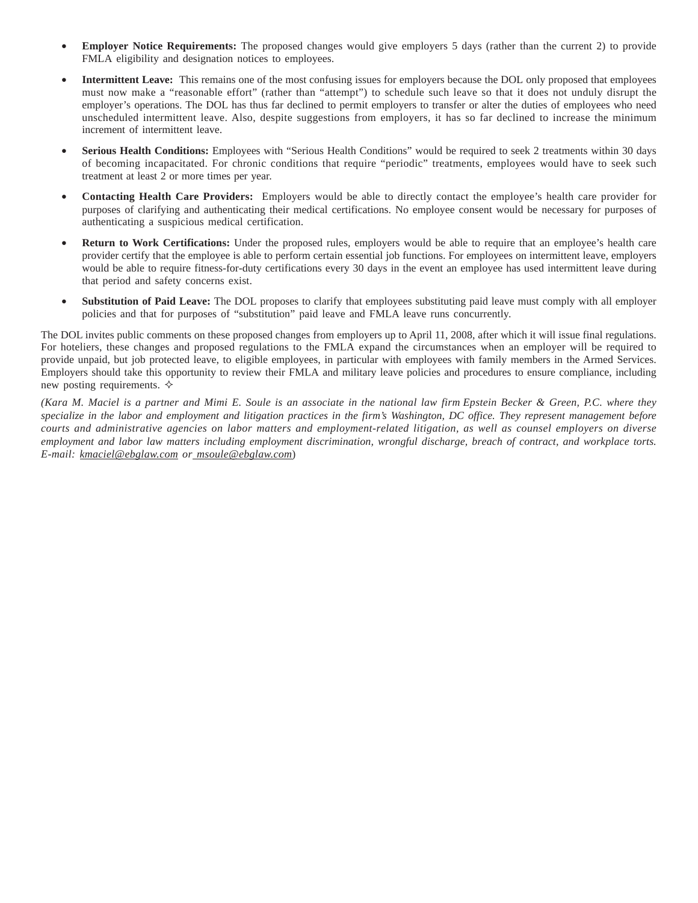- **Employer Notice Requirements:** The proposed changes would give employers 5 days (rather than the current 2) to provide FMLA eligibility and designation notices to employees.

- **Intermittent Leave:** This remains one of the most confusing issues for employers because the DOL only proposed that employees must now make a "reasonable effort" (rather than "attempt") to schedule such leave so that it does not unduly disrupt the employer's operations. The DOL has thus far declined to permit employers to transfer or alter the duties of employees who need unscheduled intermittent leave. Also, despite suggestions from employers, it has so far declined to increase the minimum increment of intermittent leave.

- **Serious Health Conditions:** Employees with "Serious Health Conditions" would be required to seek 2 treatments within 30 days of becoming incapacitated. For chronic conditions that require "periodic" treatments, employees would have to seek such treatment at least 2 or more times per year.

- **Contacting Health Care Providers:** Employers would be able to directly contact the employee's health care provider for purposes of clarifying and authenticating their medical certifications. No employee consent would be necessary for purposes of authenticating a suspicious medical certification.

- **Return to Work Certifications:** Under the proposed rules, employers would be able to require that an employee's health care provider certify that the employee is able to perform certain essential job functions. For employees on intermittent leave, employers would be able to require fitness-for-duty certifications every 30 days in the event an employee has used intermittent leave during that period and safety concerns exist.

- **Substitution of Paid Leave:** The DOL proposes to clarify that employees substituting paid leave must comply with all employer policies and that for purposes of "substitution" paid leave and FMLA leave runs concurrently.

The DOL invites public comments on these proposed changes from employers up to April 11, 2008, after which it will issue final regulations. For hoteliers, these changes and proposed regulations to the FMLA expand the circumstances when an employer will be required to provide unpaid, but job protected leave, to eligible employees, in particular with employees with family members in the Armed Services. Employers should take this opportunity to review their FMLA and military leave policies and procedures to ensure compliance, including new posting requirements. ✧

*(Kara M. Maciel is a partner and Mimi E. Soule is an associate in the national law firm Epstein Becker & Green, P.C. where they specialize in the labor and employment and litigation practices in the firm's Washington, DC office. They represent management before courts and administrative agencies on labor matters and employment-related litigation, as well as counsel employers on diverse employment and labor law matters including employment discrimination, wrongful discharge, breach of contract, and workplace torts. E-mail: kmaciel@ebglaw.com or msoule@ebglaw.com)*